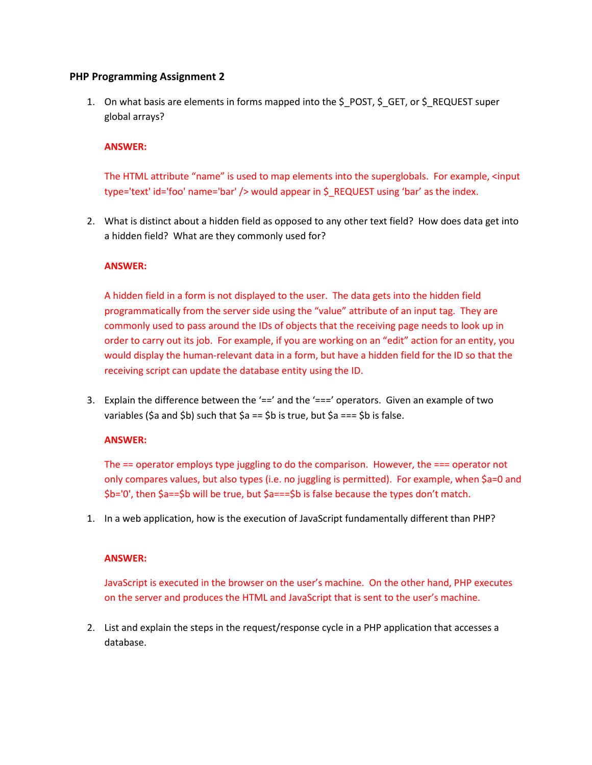## PHP Programming Assignment 2

1. On what basis are elements in forms mapped into the $_POST, $_GET, or $_REQUEST super global arrays?

   **ANSWER:**

   The HTML attribute "name" is used to map elements into the superglobals. For example, <input type='text' id='foo' name='bar' /> would appear in $_REQUEST using 'bar' as the index.

2. What is distinct about a hidden field as opposed to any other text field? How does data get into a hidden field? What are they commonly used for?

   **ANSWER:**

   A hidden field in a form is not displayed to the user. The data gets into the hidden field programmatically from the server side using the "value" attribute of an input tag. They are commonly used to pass around the IDs of objects that the receiving page needs to look up in order to carry out its job. For example, if you are working on an "edit" action for an entity, you would display the human-relevant data in a form, but have a hidden field for the ID so that the receiving script can update the database entity using the ID.

3. Explain the difference between the '==' and the '===' operators. Given an example of two variables ($a and $b) such that $a == $b is true, but $a === $b is false.

   **ANSWER:**

   The == operator employs type juggling to do the comparison. However, the === operator not only compares values, but also types (i.e. no juggling is permitted). For example, when $a=0 and $b='0', then $a==$b will be true, but $a===$b is false because the types don't match.

1. In a web application, how is the execution of JavaScript fundamentally different than PHP?

   **ANSWER:**

   JavaScript is executed in the browser on the user's machine. On the other hand, PHP executes on the server and produces the HTML and JavaScript that is sent to the user's machine.

2. List and explain the steps in the request/response cycle in a PHP application that accesses a database.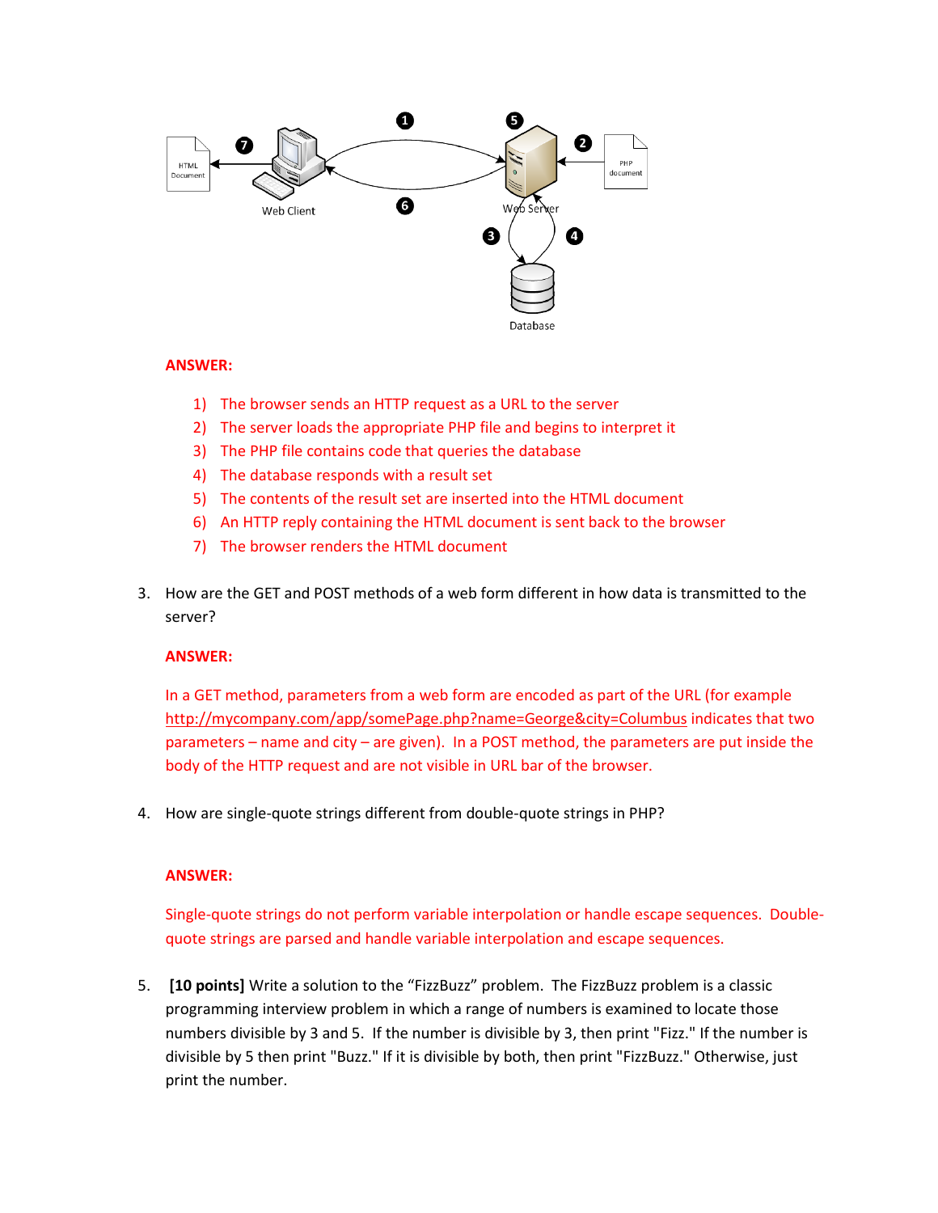HTML Document — 7 — Web Client — 1 — 6 — 5 — Web Server — 2 — PHP document — 3 — 4 — Database

**ANSWER:**

1) The browser sends an HTTP request as a URL to the server
2) The server loads the appropriate PHP file and begins to interpret it
3) The PHP file contains code that queries the database
4) The database responds with a result set
5) The contents of the result set are inserted into the HTML document
6) An HTTP reply containing the HTML document is sent back to the browser
7) The browser renders the HTML document

3. How are the GET and POST methods of a web form different in how data is transmitted to the server?

**ANSWER:**

In a GET method, parameters from a web form are encoded as part of the URL (for example http://mycompany.com/app/somePage.php?name=George&city=Columbus indicates that two parameters – name and city – are given). In a POST method, the parameters are put inside the body of the HTTP request and are not visible in URL bar of the browser.

4. How are single-quote strings different from double-quote strings in PHP?

**ANSWER:**

Single-quote strings do not perform variable interpolation or handle escape sequences. Double-quote strings are parsed and handle variable interpolation and escape sequences.

5. **[10 points]** Write a solution to the "FizzBuzz" problem. The FizzBuzz problem is a classic programming interview problem in which a range of numbers is examined to locate those numbers divisible by 3 and 5. If the number is divisible by 3, then print "Fizz." If the number is divisible by 5 then print "Buzz." If it is divisible by both, then print "FizzBuzz." Otherwise, just print the number.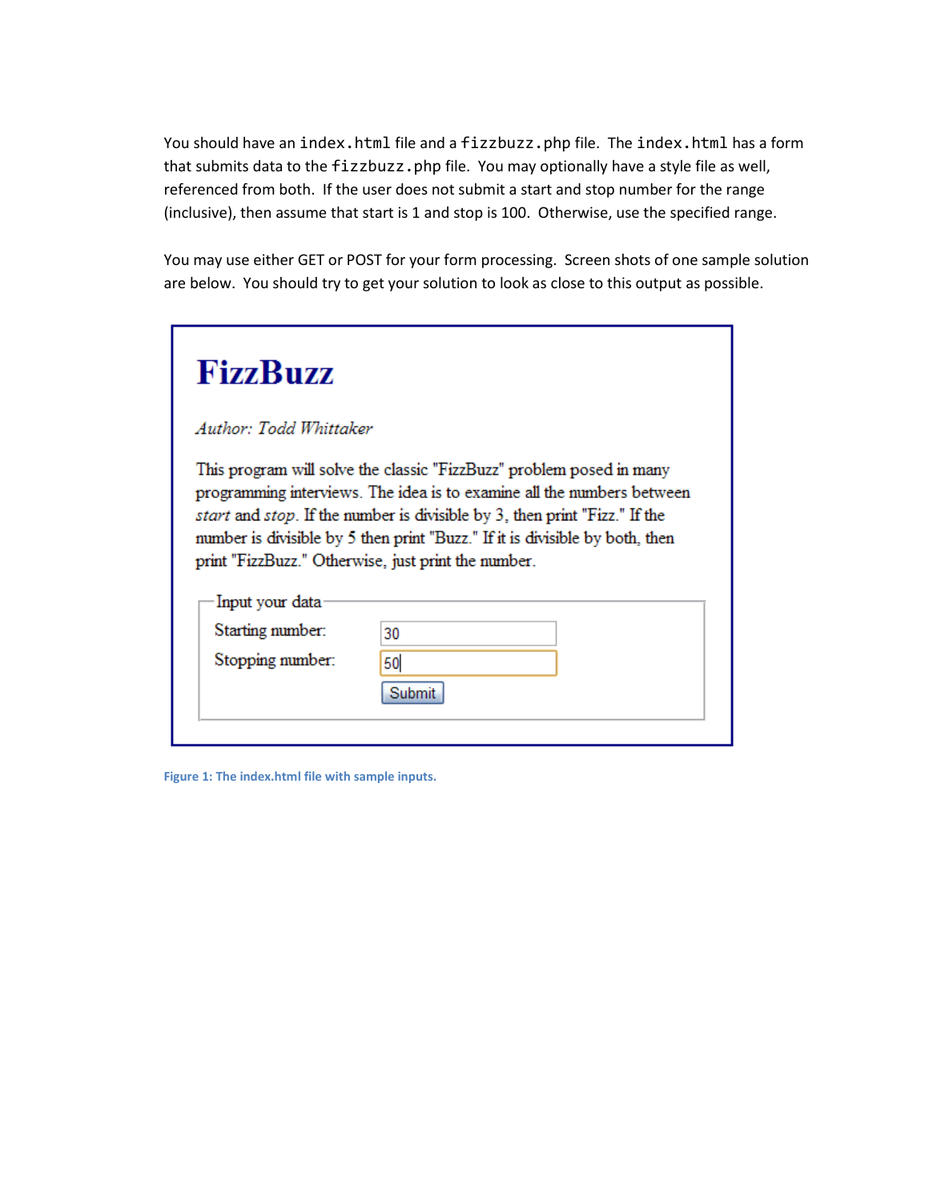You should have an `index.html` file and a `fizzbuzz.php` file. The `index.html` has a form that submits data to the `fizzbuzz.php` file. You may optionally have a style file as well, referenced from both. If the user does not submit a start and stop number for the range (inclusive), then assume that start is 1 and stop is 100. Otherwise, use the specified range.

You may use either GET or POST for your form processing. Screen shots of one sample solution are below. You should try to get your solution to look as close to this output as possible.

# FizzBuzz

*Author: Todd Whittaker*

This program will solve the classic "FizzBuzz" problem posed in many programming interviews. The idea is to examine all the numbers between *start* and *stop*. If the number is divisible by 3, then print "Fizz." If the number is divisible by 5 then print "Buzz." If it is divisible by both, then print "FizzBuzz." Otherwise, just print the number.

Input your data

Starting number: 30

Stopping number: 50

Submit

**Figure 1: The index.html file with sample inputs.**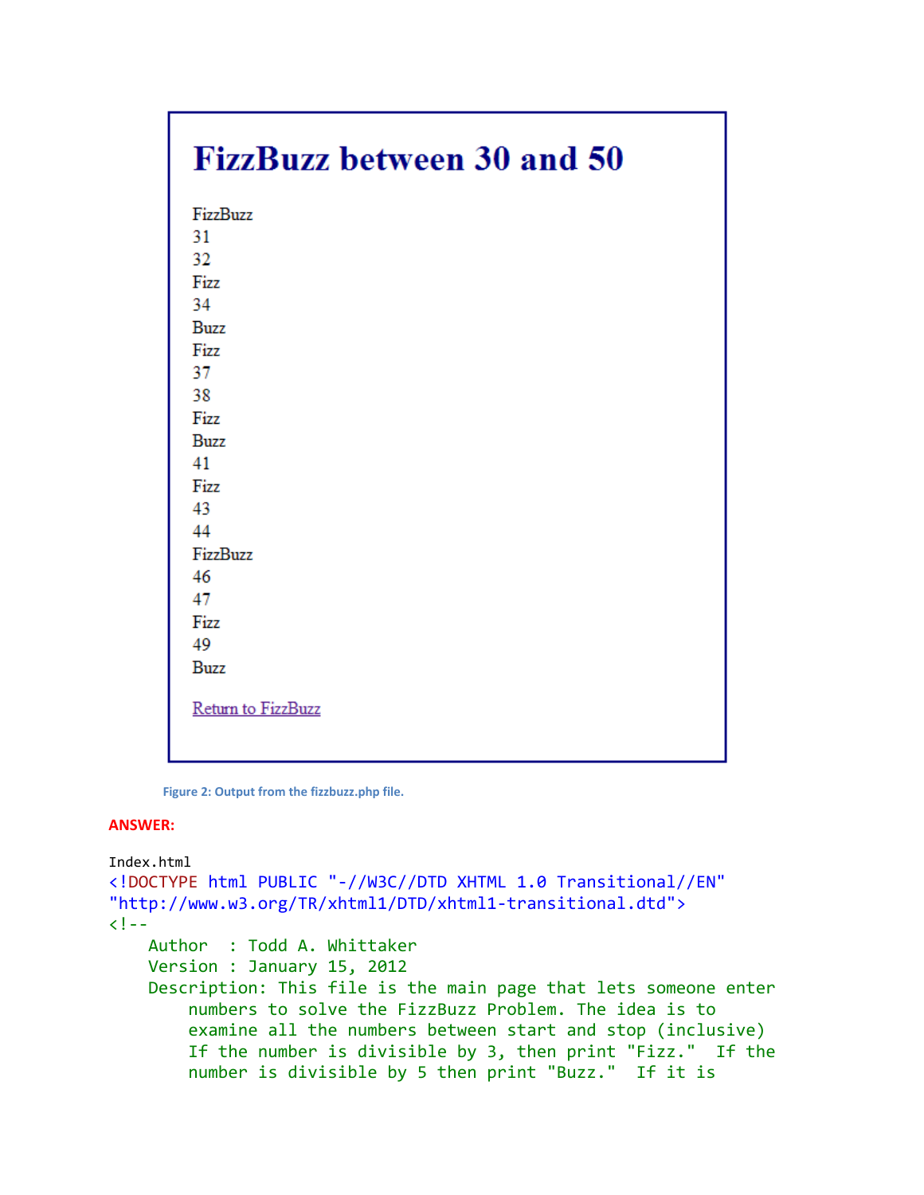# FizzBuzz between 30 and 50

FizzBuzz
31
32
Fizz
34
Buzz
Fizz
37
38
Fizz
Buzz
41
Fizz
43
44
FizzBuzz
46
47
Fizz
49
Buzz

Return to FizzBuzz

Figure 2: Output from the fizzbuzz.php file.

**ANSWER:**

Index.html

```
<!DOCTYPE html PUBLIC "-//W3C//DTD XHTML 1.0 Transitional//EN"
"http://www.w3.org/TR/xhtml1/DTD/xhtml1-transitional.dtd">
<!--
    Author  : Todd A. Whittaker
    Version : January 15, 2012
    Description: This file is the main page that lets someone enter
        numbers to solve the FizzBuzz Problem. The idea is to
        examine all the numbers between start and stop (inclusive)
        If the number is divisible by 3, then print "Fizz."  If the
        number is divisible by 5 then print "Buzz."  If it is
```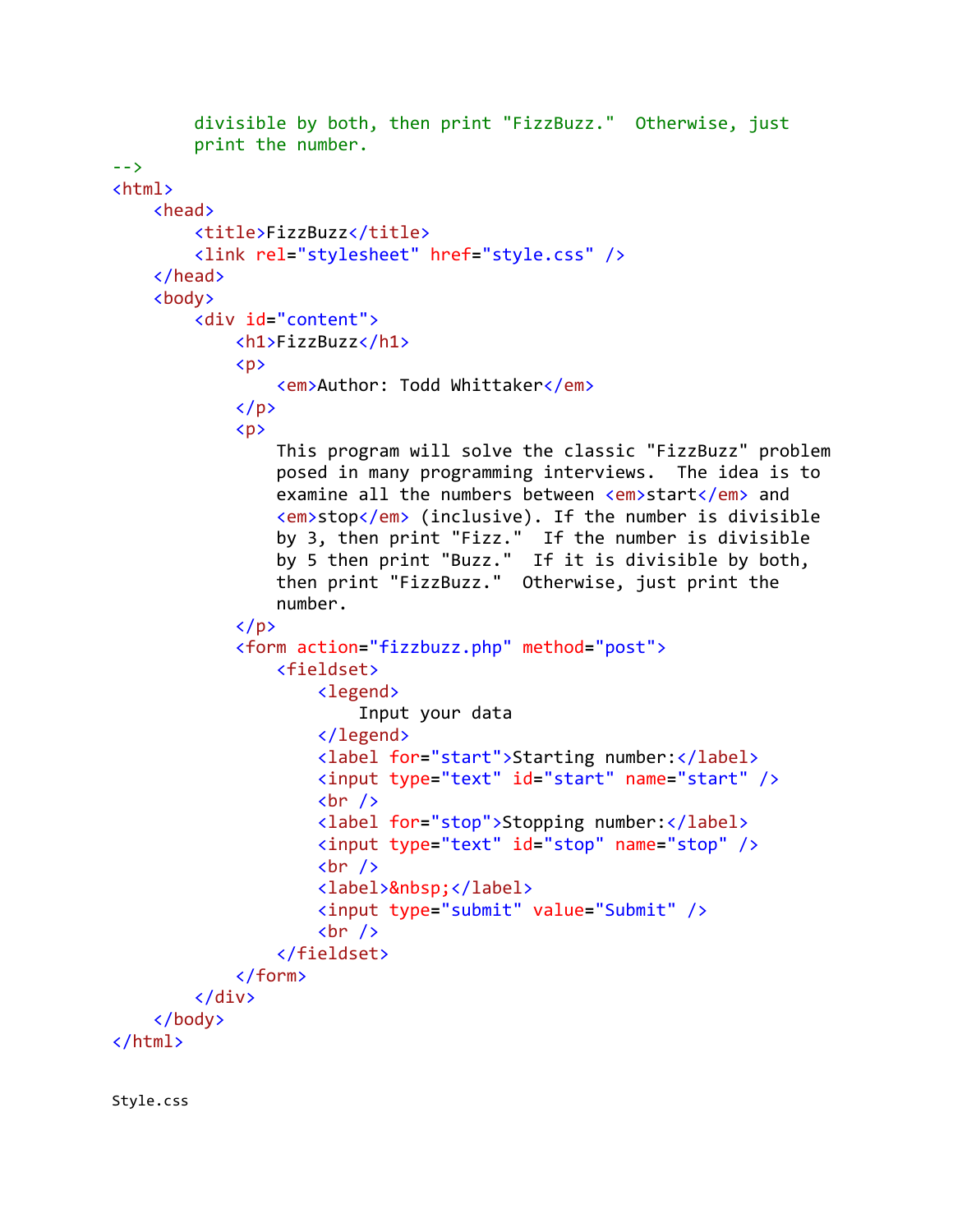```html
        divisible by both, then print "FizzBuzz."  Otherwise, just
        print the number.
-->
<html>
    <head>
        <title>FizzBuzz</title>
        <link rel="stylesheet" href="style.css" />
    </head>
    <body>
        <div id="content">
            <h1>FizzBuzz</h1>
            <p>
                <em>Author: Todd Whittaker</em>
            </p>
            <p>
                This program will solve the classic "FizzBuzz" problem
                posed in many programming interviews.  The idea is to
                examine all the numbers between <em>start</em> and
                <em>stop</em> (inclusive). If the number is divisible
                by 3, then print "Fizz."  If the number is divisible
                by 5 then print "Buzz."  If it is divisible by both,
                then print "FizzBuzz."  Otherwise, just print the
                number.
            </p>
            <form action="fizzbuzz.php" method="post">
                <fieldset>
                    <legend>
                        Input your data
                    </legend>
                    <label for="start">Starting number:</label>
                    <input type="text" id="start" name="start" />
                    <br />
                    <label for="stop">Stopping number:</label>
                    <input type="text" id="stop" name="stop" />
                    <br />
                    <label>&nbsp;</label>
                    <input type="submit" value="Submit" />
                    <br />
                </fieldset>
            </form>
        </div>
    </body>
</html>
```

Style.css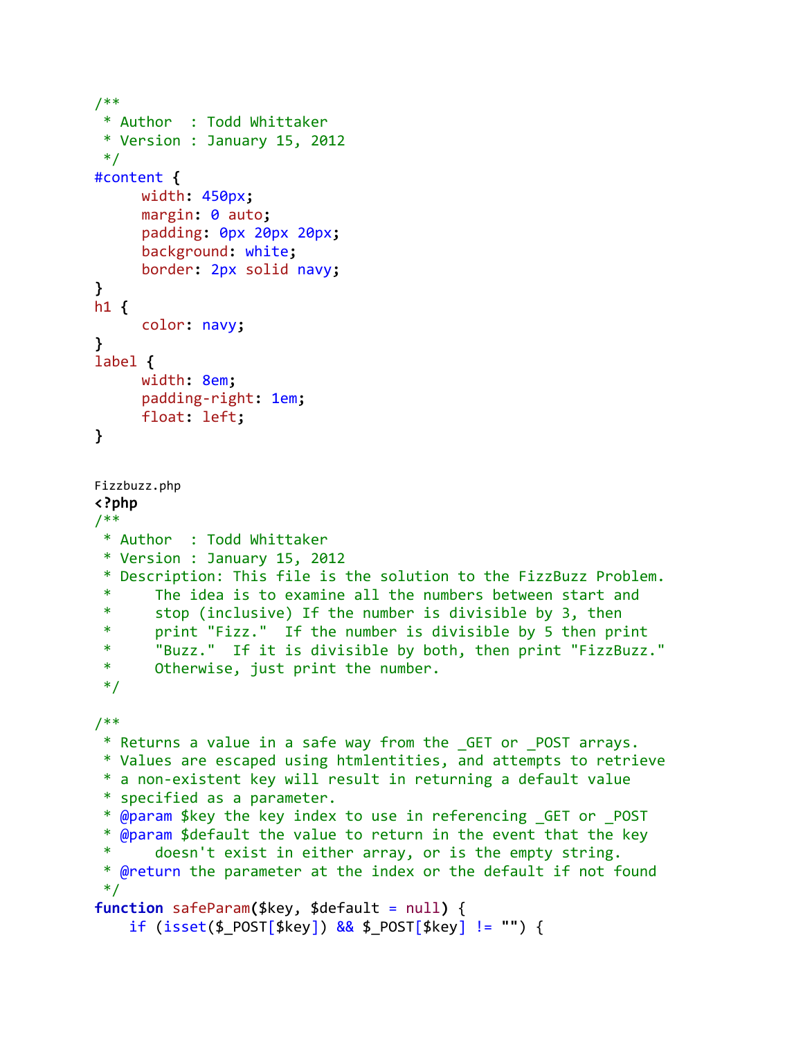```css
/**
 * Author  : Todd Whittaker
 * Version : January 15, 2012
 */
#content {
      width: 450px;
      margin: 0 auto;
      padding: 0px 20px 20px;
      background: white;
      border: 2px solid navy;
}
h1 {
      color: navy;
}
label {
      width: 8em;
      padding-right: 1em;
      float: left;
}
```

Fizzbuzz.php

```php
<?php
/**
 * Author  : Todd Whittaker
 * Version : January 15, 2012
 * Description: This file is the solution to the FizzBuzz Problem.
 *     The idea is to examine all the numbers between start and
 *     stop (inclusive) If the number is divisible by 3, then
 *     print "Fizz."  If the number is divisible by 5 then print
 *     "Buzz."  If it is divisible by both, then print "FizzBuzz."
 *     Otherwise, just print the number.
 */

/**
 * Returns a value in a safe way from the _GET or _POST arrays.
 * Values are escaped using htmlentities, and attempts to retrieve
 * a non-existent key will result in returning a default value
 * specified as a parameter.
 * @param $key the key index to use in referencing _GET or _POST
 * @param $default the value to return in the event that the key
 *     doesn't exist in either array, or is the empty string.
 * @return the parameter at the index or the default if not found
 */
function safeParam($key, $default = null) {
    if (isset($_POST[$key]) && $_POST[$key] != "") {
```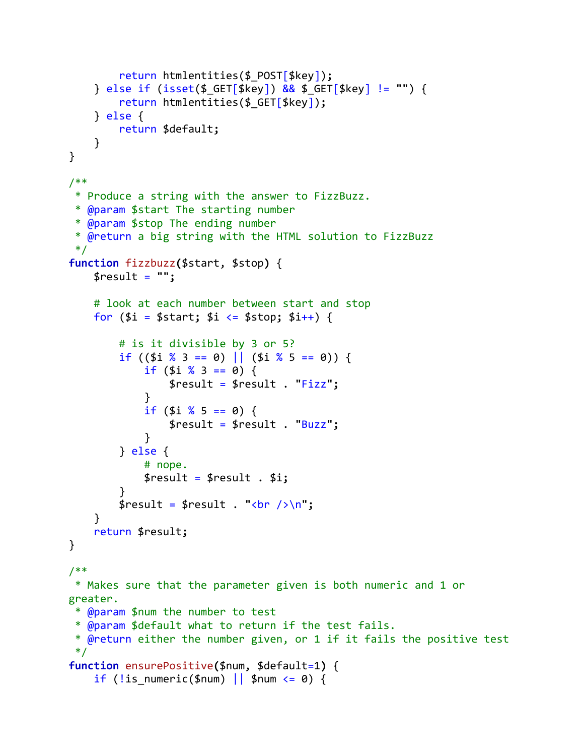```php
        return htmlentities($_POST[$key]);
    } else if (isset($_GET[$key]) && $_GET[$key] != "") {
        return htmlentities($_GET[$key]);
    } else {
        return $default;
    }
}

/**
 * Produce a string with the answer to FizzBuzz.
 * @param $start The starting number
 * @param $stop The ending number
 * @return a big string with the HTML solution to FizzBuzz
 */
function fizzbuzz($start, $stop) {
    $result = "";

    # look at each number between start and stop
    for ($i = $start; $i <= $stop; $i++) {

        # is it divisible by 3 or 5?
        if (($i % 3 == 0) || ($i % 5 == 0)) {
            if ($i % 3 == 0) {
                $result = $result . "Fizz";
            }
            if ($i % 5 == 0) {
                $result = $result . "Buzz";
            }
        } else {
            # nope.
            $result = $result . $i;
        }
        $result = $result . "<br />\n";
    }
    return $result;
}

/**
 * Makes sure that the parameter given is both numeric and 1 or
greater.
 * @param $num the number to test
 * @param $default what to return if the test fails.
 * @return either the number given, or 1 if it fails the positive test
 */
function ensurePositive($num, $default=1) {
    if (!is_numeric($num) || $num <= 0) {
```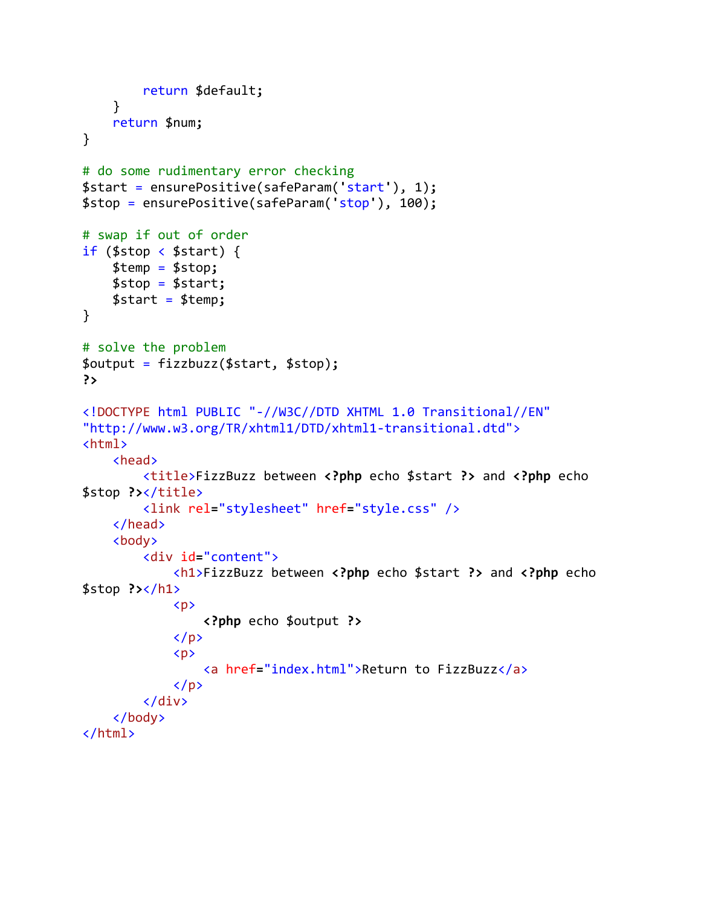```php
        return $default;
    }
    return $num;
}

# do some rudimentary error checking
$start = ensurePositive(safeParam('start'), 1);
$stop = ensurePositive(safeParam('stop'), 100);

# swap if out of order
if ($stop < $start) {
    $temp = $stop;
    $stop = $start;
    $start = $temp;
}

# solve the problem
$output = fizzbuzz($start, $stop);
?>

<!DOCTYPE html PUBLIC "-//W3C//DTD XHTML 1.0 Transitional//EN"
"http://www.w3.org/TR/xhtml1/DTD/xhtml1-transitional.dtd">
<html>
    <head>
        <title>FizzBuzz between <?php echo $start ?> and <?php echo
$stop ?></title>
        <link rel="stylesheet" href="style.css" />
    </head>
    <body>
        <div id="content">
            <h1>FizzBuzz between <?php echo $start ?> and <?php echo
$stop ?></h1>
            <p>
                <?php echo $output ?>
            </p>
            <p>
                <a href="index.html">Return to FizzBuzz</a>
            </p>
        </div>
    </body>
</html>
```